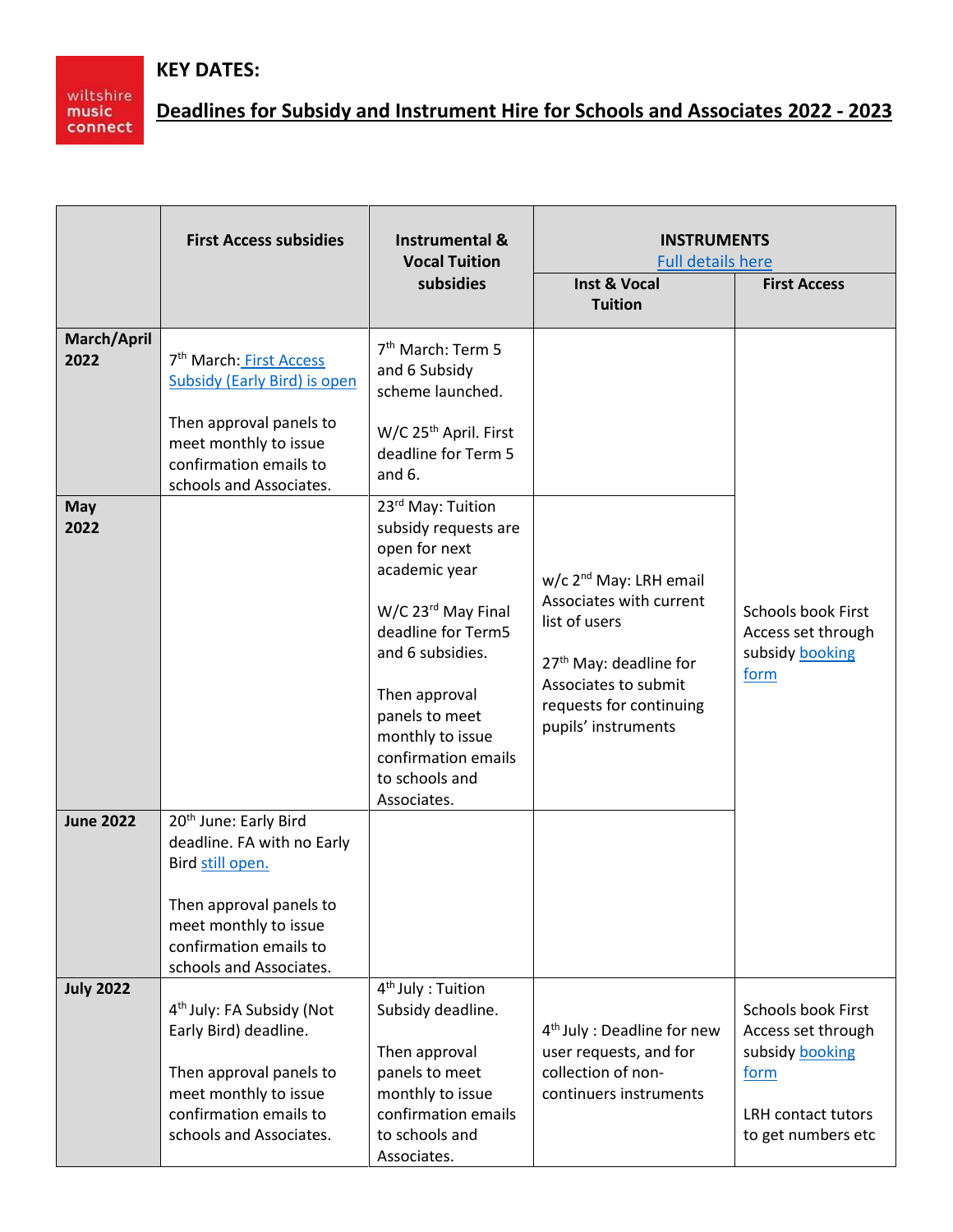wiltshire music connect

# KEY DATES:

## Deadlines for Subsidy and Instrument Hire for Schools and Associates 2022 - 2023

| | First Access subsidies | Instrumental & Vocal Tuition subsidies | INSTRUMENTS Full details here | |
|---|---|---|---|---|
| | | | Inst & Vocal Tuition | First Access |
| March/April 2022 | 7th March: First Access Subsidy (Early Bird) is open<br><br>Then approval panels to meet monthly to issue confirmation emails to schools and Associates. | 7th March: Term 5 and 6 Subsidy scheme launched.<br><br>W/C 25th April. First deadline for Term 5 and 6. | | Schools book First Access set through subsidy booking form |
| May 2022 | | 23rd May: Tuition subsidy requests are open for next academic year<br><br>W/C 23rd May Final deadline for Term5 and 6 subsidies.<br><br>Then approval panels to meet monthly to issue confirmation emails to schools and Associates. | w/c 2nd May: LRH email Associates with current list of users<br><br>27th May: deadline for Associates to submit requests for continuing pupils' instruments | |
| June 2022 | 20th June: Early Bird deadline. FA with no Early Bird still open.<br><br>Then approval panels to meet monthly to issue confirmation emails to schools and Associates. | | | |
| July 2022 | 4th July: FA Subsidy (Not Early Bird) deadline.<br><br>Then approval panels to meet monthly to issue confirmation emails to schools and Associates. | 4th July : Tuition Subsidy deadline.<br><br>Then approval panels to meet monthly to issue confirmation emails to schools and Associates. | 4th July : Deadline for new user requests, and for collection of non-continuers instruments | Schools book First Access set through subsidy booking form<br><br>LRH contact tutors to get numbers etc |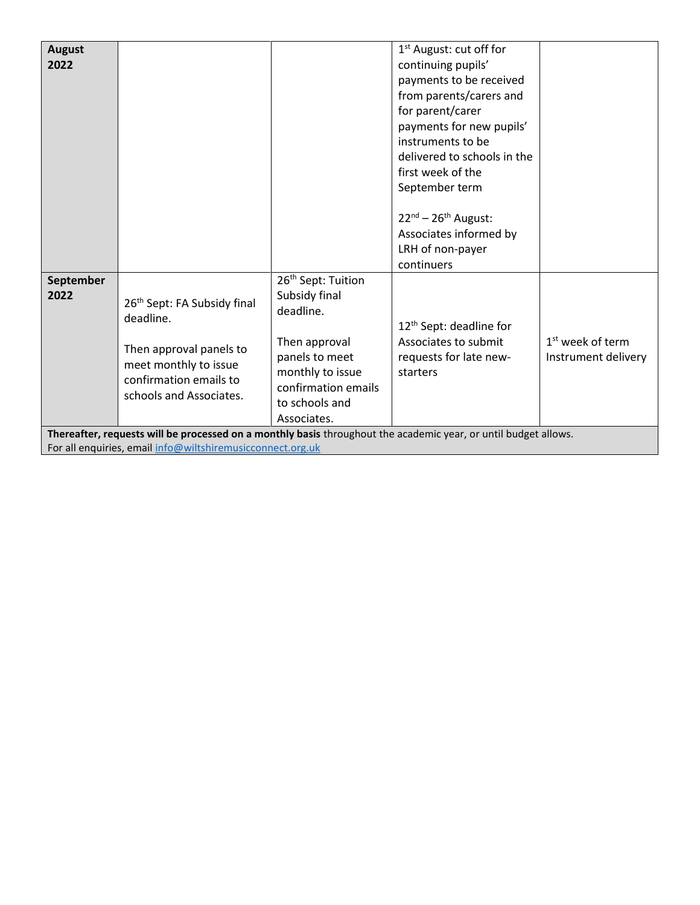| | | | | |
|---|---|---|---|---|
| **August 2022** | | | 1st August: cut off for continuing pupils' payments to be received from parents/carers and for parent/carer payments for new pupils' instruments to be delivered to schools in the first week of the September term<br><br>22nd – 26th August: Associates informed by LRH of non-payer continuers | |
| **September 2022** | 26th Sept: FA Subsidy final deadline.<br><br>Then approval panels to meet monthly to issue confirmation emails to schools and Associates. | 26th Sept: Tuition Subsidy final deadline.<br><br>Then approval panels to meet monthly to issue confirmation emails to schools and Associates. | 12th Sept: deadline for Associates to submit requests for late new-starters | 1st week of term Instrument delivery |

**Thereafter, requests will be processed on a monthly basis** throughout the academic year, or until budget allows.
For all enquiries, email info@wiltshiremusicconnect.org.uk